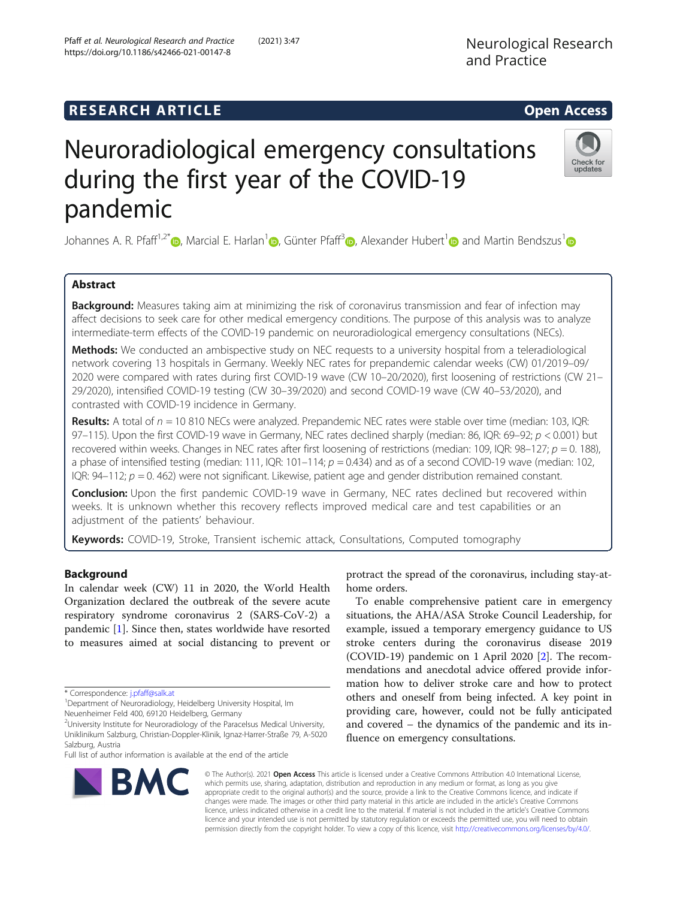RESEARCH ARTICLE

Open Access

# Neuroradiological emergency consultations during the first year of the COVID-19 pandemic

Johannes A. R. Pfaff[1,2*], Marcial E. Harlan[1], Günter Pfaff[3], Alexander Hubert[1] and Martin Bendszus[1]

## Abstract

**Background:** Measures taking aim at minimizing the risk of coronavirus transmission and fear of infection may affect decisions to seek care for other medical emergency conditions. The purpose of this analysis was to analyze intermediate-term effects of the COVID-19 pandemic on neuroradiological emergency consultations (NECs).

**Methods:** We conducted an ambispective study on NEC requests to a university hospital from a teleradiological network covering 13 hospitals in Germany. Weekly NEC rates for prepandemic calendar weeks (CW) 01/2019–09/2020 were compared with rates during first COVID-19 wave (CW 10–20/2020), first loosening of restrictions (CW 21–29/2020), intensified COVID-19 testing (CW 30–39/2020) and second COVID-19 wave (CW 40–53/2020), and contrasted with COVID-19 incidence in Germany.

**Results:** A total of $n = 10\,810$ NECs were analyzed. Prepandemic NEC rates were stable over time (median: 103, IQR: 97–115). Upon the first COVID-19 wave in Germany, NEC rates declined sharply (median: 86, IQR: 69–92; $p < 0.001$) but recovered within weeks. Changes in NEC rates after first loosening of restrictions (median: 109, IQR: 98–127; $p = 0.188$), a phase of intensified testing (median: 111, IQR: 101–114; $p = 0.434$) and as of a second COVID-19 wave (median: 102, IQR: 94–112; $p = 0.462$) were not significant. Likewise, patient age and gender distribution remained constant.

**Conclusion:** Upon the first pandemic COVID-19 wave in Germany, NEC rates declined but recovered within weeks. It is unknown whether this recovery reflects improved medical care and test capabilities or an adjustment of the patients' behaviour.

**Keywords:** COVID-19, Stroke, Transient ischemic attack, Consultations, Computed tomography

## Background

In calendar week (CW) 11 in 2020, the World Health Organization declared the outbreak of the severe acute respiratory syndrome coronavirus 2 (SARS-CoV-2) a pandemic [1]. Since then, states worldwide have resorted to measures aimed at social distancing to prevent or protract the spread of the coronavirus, including stay-at-home orders.

To enable comprehensive patient care in emergency situations, the AHA/ASA Stroke Council Leadership, for example, issued a temporary emergency guidance to US stroke centers during the coronavirus disease 2019 (COVID-19) pandemic on 1 April 2020 [2]. The recommendations and anecdotal advice offered provide information how to deliver stroke care and how to protect others and oneself from being infected. A key point in providing care, however, could not be fully anticipated and covered – the dynamics of the pandemic and its influence on emergency consultations.

* Correspondence: j.pfaff@salk.at

[1] Department of Neuroradiology, Heidelberg University Hospital, Im Neuenheimer Feld 400, 69120 Heidelberg, Germany

[2] University Institute for Neuroradiology of the Paracelsus Medical University, Uniklinikum Salzburg, Christian-Doppler-Klinik, Ignaz-Harrer-Straße 79, A-5020 Salzburg, Austria

Full list of author information is available at the end of the article

© The Author(s). 2021 **Open Access** This article is licensed under a Creative Commons Attribution 4.0 International License, which permits use, sharing, adaptation, distribution and reproduction in any medium or format, as long as you give appropriate credit to the original author(s) and the source, provide a link to the Creative Commons licence, and indicate if changes were made. The images or other third party material in this article are included in the article's Creative Commons licence, unless indicated otherwise in a credit line to the material. If material is not included in the article's Creative Commons licence and your intended use is not permitted by statutory regulation or exceeds the permitted use, you will need to obtain permission directly from the copyright holder. To view a copy of this licence, visit http://creativecommons.org/licenses/by/4.0/.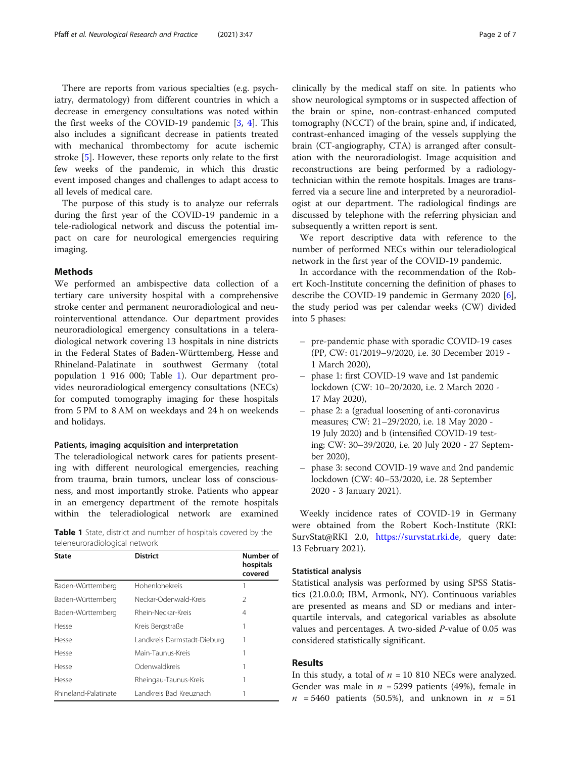There are reports from various specialties (e.g. psychiatry, dermatology) from different countries in which a decrease in emergency consultations was noted within the first weeks of the COVID-19 pandemic [3, 4]. This also includes a significant decrease in patients treated with mechanical thrombectomy for acute ischemic stroke [5]. However, these reports only relate to the first few weeks of the pandemic, in which this drastic event imposed changes and challenges to adapt access to all levels of medical care.

The purpose of this study is to analyze our referrals during the first year of the COVID-19 pandemic in a tele-radiological network and discuss the potential impact on care for neurological emergencies requiring imaging.

## Methods

We performed an ambispective data collection of a tertiary care university hospital with a comprehensive stroke center and permanent neuroradiological and neurointerventional attendance. Our department provides neuroradiological emergency consultations in a teleradiological network covering 13 hospitals in nine districts in the Federal States of Baden-Württemberg, Hesse and Rhineland-Palatinate in southwest Germany (total population 1 916 000; Table 1). Our department provides neuroradiological emergency consultations (NECs) for computed tomography imaging for these hospitals from 5 PM to 8 AM on weekdays and 24 h on weekends and holidays.

### Patients, imaging acquisition and interpretation

The teleradiological network cares for patients presenting with different neurological emergencies, reaching from trauma, brain tumors, unclear loss of consciousness, and most importantly stroke. Patients who appear in an emergency department of the remote hospitals within the teleradiological network are examined clinically by the medical staff on site. In patients who show neurological symptoms or in suspected affection of the brain or spine, non-contrast-enhanced computed tomography (NCCT) of the brain, spine and, if indicated, contrast-enhanced imaging of the vessels supplying the brain (CT-angiography, CTA) is arranged after consultation with the neuroradiologist. Image acquisition and reconstructions are being performed by a radiology-technician within the remote hospitals. Images are transferred via a secure line and interpreted by a neuroradiologist at our department. The radiological findings are discussed by telephone with the referring physician and subsequently a written report is sent.

**Table 1** State, district and number of hospitals covered by the teleneuroradiological network

| State | District | Number of hospitals covered |
|---|---|---|
| Baden-Württemberg | Hohenlohekreis | 1 |
| Baden-Württemberg | Neckar-Odenwald-Kreis | 2 |
| Baden-Württemberg | Rhein-Neckar-Kreis | 4 |
| Hesse | Kreis Bergstraße | 1 |
| Hesse | Landkreis Darmstadt-Dieburg | 1 |
| Hesse | Main-Taunus-Kreis | 1 |
| Hesse | Odenwaldkreis | 1 |
| Hesse | Rheingau-Taunus-Kreis | 1 |
| Rhineland-Palatinate | Landkreis Bad Kreuznach | 1 |

We report descriptive data with reference to the number of performed NECs within our teleradiological network in the first year of the COVID-19 pandemic.

In accordance with the recommendation of the Robert Koch-Institute concerning the definition of phases to describe the COVID-19 pandemic in Germany 2020 [6], the study period was per calendar weeks (CW) divided into 5 phases:

- pre-pandemic phase with sporadic COVID-19 cases (PP, CW: 01/2019–9/2020, i.e. 30 December 2019 - 1 March 2020),
- phase 1: first COVID-19 wave and 1st pandemic lockdown (CW: 10–20/2020, i.e. 2 March 2020 - 17 May 2020),
- phase 2: a (gradual loosening of anti-coronavirus measures; CW: 21–29/2020, i.e. 18 May 2020 - 19 July 2020) and b (intensified COVID-19 testing; CW: 30–39/2020, i.e. 20 July 2020 - 27 September 2020),
- phase 3: second COVID-19 wave and 2nd pandemic lockdown (CW: 40–53/2020, i.e. 28 September 2020 - 3 January 2021).

Weekly incidence rates of COVID-19 in Germany were obtained from the Robert Koch-Institute (RKI: SurvStat@RKI 2.0, https://survstat.rki.de, query date: 13 February 2021).

### Statistical analysis

Statistical analysis was performed by using SPSS Statistics (21.0.0.0; IBM, Armonk, NY). Continuous variables are presented as means and SD or medians and interquartile intervals, and categorical variables as absolute values and percentages. A two-sided $P$-value of 0.05 was considered statistically significant.

## Results

In this study, a total of $n$ = 10 810 NECs were analyzed. Gender was male in $n$ = 5299 patients (49%), female in $n$ = 5460 patients (50.5%), and unknown in $n$ = 51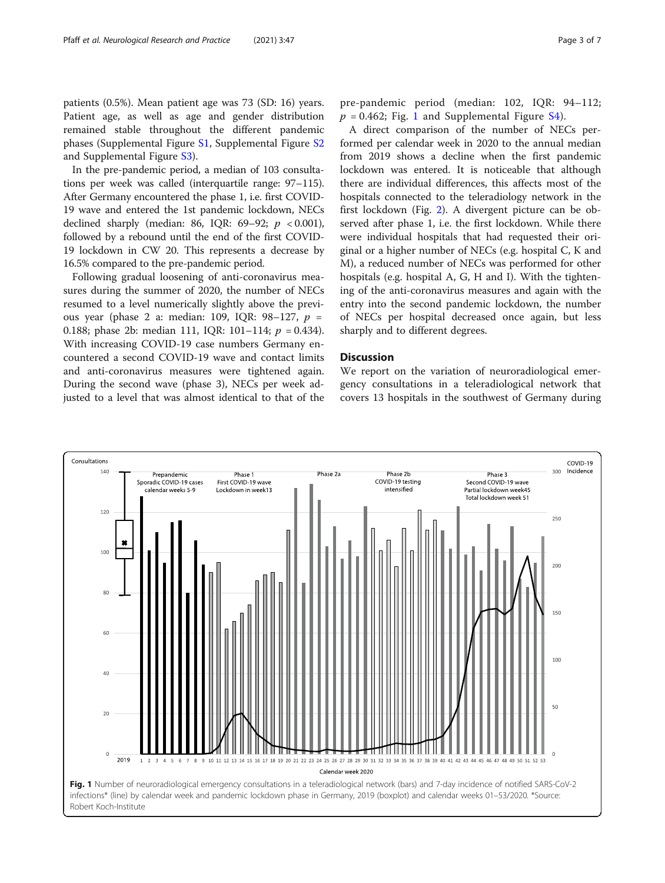patients (0.5%). Mean patient age was 73 (SD: 16) years. Patient age, as well as age and gender distribution remained stable throughout the different pandemic phases (Supplemental Figure S1, Supplemental Figure S2 and Supplemental Figure S3).

In the pre-pandemic period, a median of 103 consultations per week was called (interquartile range: 97–115). After Germany encountered the phase 1, i.e. first COVID-19 wave and entered the 1st pandemic lockdown, NECs declined sharply (median: 86, IQR: 69–92; $p < 0.001$), followed by a rebound until the end of the first COVID-19 lockdown in CW 20. This represents a decrease by 16.5% compared to the pre-pandemic period.

Following gradual loosening of anti-coronavirus measures during the summer of 2020, the number of NECs resumed to a level numerically slightly above the previous year (phase 2 a: median: 109, IQR: 98–127, $p = 0.188$; phase 2b: median 111, IQR: 101–114; $p = 0.434$). With increasing COVID-19 case numbers Germany encountered a second COVID-19 wave and contact limits and anti-coronavirus measures were tightened again. During the second wave (phase 3), NECs per week adjusted to a level that was almost identical to that of the pre-pandemic period (median: 102, IQR: 94–112; $p = 0.462$; Fig. 1 and Supplemental Figure S4).

A direct comparison of the number of NECs performed per calendar week in 2020 to the annual median from 2019 shows a decline when the first pandemic lockdown was entered. It is noticeable that although there are individual differences, this affects most of the hospitals connected to the teleradiology network in the first lockdown (Fig. 2). A divergent picture can be observed after phase 1, i.e. the first lockdown. While there were individual hospitals that had requested their original or a higher number of NECs (e.g. hospital C, K and M), a reduced number of NECs was performed for other hospitals (e.g. hospital A, G, H and I). With the tightening of the anti-coronavirus measures and again with the entry into the second pandemic lockdown, the number of NECs per hospital decreased once again, but less sharply and to different degrees.

## Discussion

We report on the variation of neuroradiological emergency consultations in a teleradiological network that covers 13 hospitals in the southwest of Germany during

Fig. 1 Number of neuroradiological emergency consultations in a teleradiological network (bars) and 7-day incidence of notified SARS-CoV-2 infections* (line) by calendar week and pandemic lockdown phase in Germany, 2019 (boxplot) and calendar weeks 01–53/2020. *Source: Robert Koch-Institute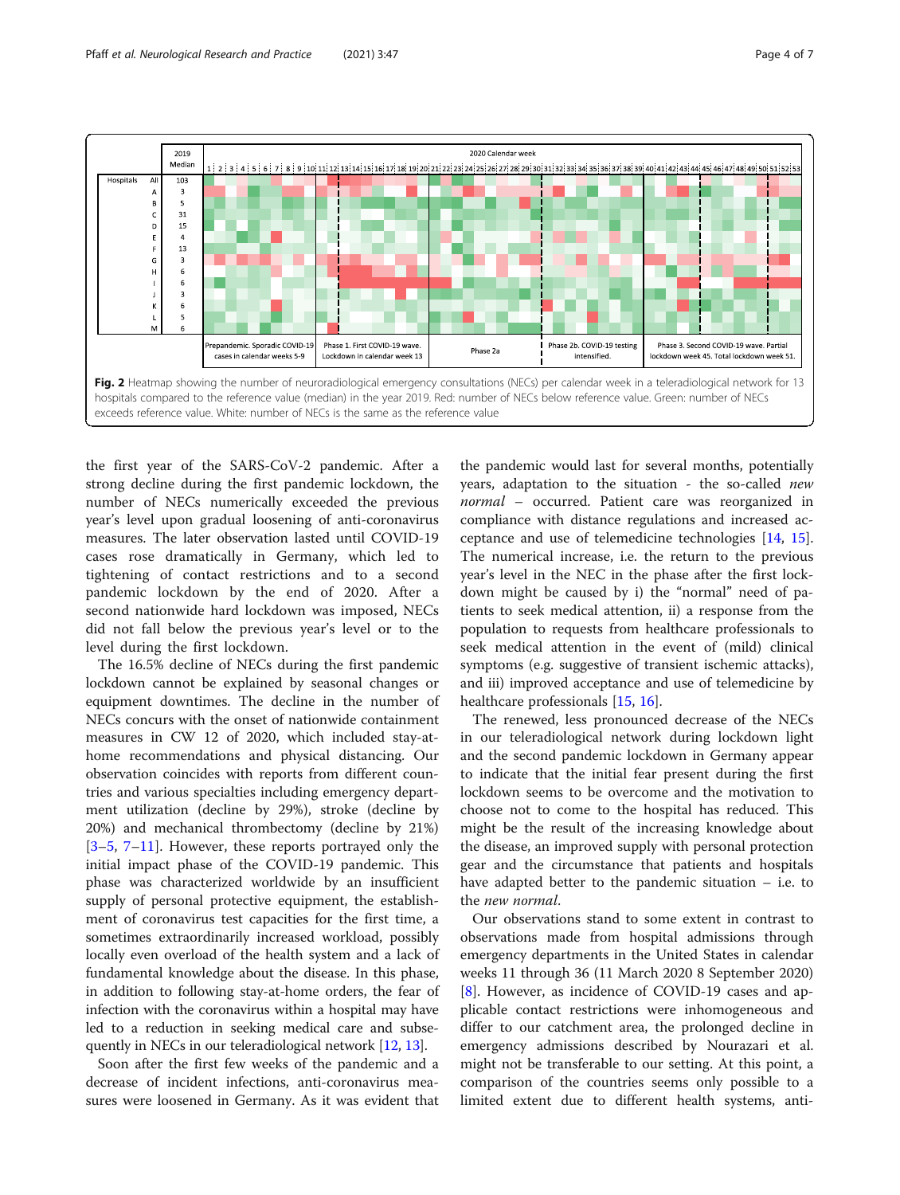Fig. 2 Heatmap showing the number of neuroradiological emergency consultations (NECs) per calendar week in a teleradiological network for 13 hospitals compared to the reference value (median) in the year 2019. Red: number of NECs below reference value. Green: number of NECs exceeds reference value. White: number of NECs is the same as the reference value

the first year of the SARS-CoV-2 pandemic. After a strong decline during the first pandemic lockdown, the number of NECs numerically exceeded the previous year's level upon gradual loosening of anti-coronavirus measures. The later observation lasted until COVID-19 cases rose dramatically in Germany, which led to tightening of contact restrictions and to a second pandemic lockdown by the end of 2020. After a second nationwide hard lockdown was imposed, NECs did not fall below the previous year's level or to the level during the first lockdown.

The 16.5% decline of NECs during the first pandemic lockdown cannot be explained by seasonal changes or equipment downtimes. The decline in the number of NECs concurs with the onset of nationwide containment measures in CW 12 of 2020, which included stay-at-home recommendations and physical distancing. Our observation coincides with reports from different countries and various specialties including emergency department utilization (decline by 29%), stroke (decline by 20%) and mechanical thrombectomy (decline by 21%) [3–5, 7–11]. However, these reports portrayed only the initial impact phase of the COVID-19 pandemic. This phase was characterized worldwide by an insufficient supply of personal protective equipment, the establishment of coronavirus test capacities for the first time, a sometimes extraordinarily increased workload, possibly locally even overload of the health system and a lack of fundamental knowledge about the disease. In this phase, in addition to following stay-at-home orders, the fear of infection with the coronavirus within a hospital may have led to a reduction in seeking medical care and subsequently in NECs in our teleradiological network [12, 13].

Soon after the first few weeks of the pandemic and a decrease of incident infections, anti-coronavirus measures were loosened in Germany. As it was evident that the pandemic would last for several months, potentially years, adaptation to the situation - the so-called *new normal* – occurred. Patient care was reorganized in compliance with distance regulations and increased acceptance and use of telemedicine technologies [14, 15]. The numerical increase, i.e. the return to the previous year's level in the NEC in the phase after the first lockdown might be caused by i) the "normal" need of patients to seek medical attention, ii) a response from the population to requests from healthcare professionals to seek medical attention in the event of (mild) clinical symptoms (e.g. suggestive of transient ischemic attacks), and iii) improved acceptance and use of telemedicine by healthcare professionals [15, 16].

The renewed, less pronounced decrease of the NECs in our teleradiological network during lockdown light and the second pandemic lockdown in Germany appear to indicate that the initial fear present during the first lockdown seems to be overcome and the motivation to choose not to come to the hospital has reduced. This might be the result of the increasing knowledge about the disease, an improved supply with personal protection gear and the circumstance that patients and hospitals have adapted better to the pandemic situation – i.e. to the *new normal*.

Our observations stand to some extent in contrast to observations made from hospital admissions through emergency departments in the United States in calendar weeks 11 through 36 (11 March 2020 8 September 2020) [8]. However, as incidence of COVID-19 cases and applicable contact restrictions were inhomogeneous and differ to our catchment area, the prolonged decline in emergency admissions described by Nourazari et al. might not be transferable to our setting. At this point, a comparison of the countries seems only possible to a limited extent due to different health systems, anti-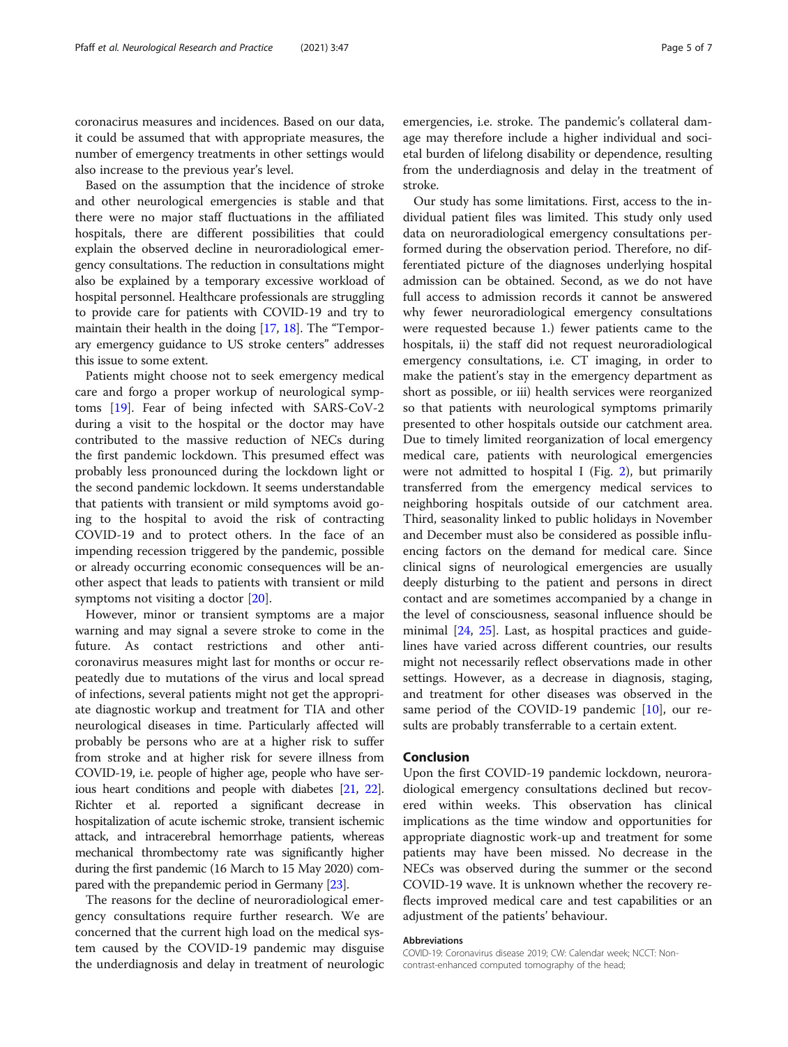coronacirus measures and incidences. Based on our data, it could be assumed that with appropriate measures, the number of emergency treatments in other settings would also increase to the previous year's level.

Based on the assumption that the incidence of stroke and other neurological emergencies is stable and that there were no major staff fluctuations in the affiliated hospitals, there are different possibilities that could explain the observed decline in neuroradiological emergency consultations. The reduction in consultations might also be explained by a temporary excessive workload of hospital personnel. Healthcare professionals are struggling to provide care for patients with COVID-19 and try to maintain their health in the doing [17, 18]. The "Temporary emergency guidance to US stroke centers" addresses this issue to some extent.

Patients might choose not to seek emergency medical care and forgo a proper workup of neurological symptoms [19]. Fear of being infected with SARS-CoV-2 during a visit to the hospital or the doctor may have contributed to the massive reduction of NECs during the first pandemic lockdown. This presumed effect was probably less pronounced during the lockdown light or the second pandemic lockdown. It seems understandable that patients with transient or mild symptoms avoid going to the hospital to avoid the risk of contracting COVID-19 and to protect others. In the face of an impending recession triggered by the pandemic, possible or already occurring economic consequences will be another aspect that leads to patients with transient or mild symptoms not visiting a doctor [20].

However, minor or transient symptoms are a major warning and may signal a severe stroke to come in the future. As contact restrictions and other anti-coronavirus measures might last for months or occur repeatedly due to mutations of the virus and local spread of infections, several patients might not get the appropriate diagnostic workup and treatment for TIA and other neurological diseases in time. Particularly affected will probably be persons who are at a higher risk to suffer from stroke and at higher risk for severe illness from COVID-19, i.e. people of higher age, people who have serious heart conditions and people with diabetes [21, 22]. Richter et al. reported a significant decrease in hospitalization of acute ischemic stroke, transient ischemic attack, and intracerebral hemorrhage patients, whereas mechanical thrombectomy rate was significantly higher during the first pandemic (16 March to 15 May 2020) compared with the prepandemic period in Germany [23].

The reasons for the decline of neuroradiological emergency consultations require further research. We are concerned that the current high load on the medical system caused by the COVID-19 pandemic may disguise the underdiagnosis and delay in treatment of neurologic emergencies, i.e. stroke. The pandemic's collateral damage may therefore include a higher individual and societal burden of lifelong disability or dependence, resulting from the underdiagnosis and delay in the treatment of stroke.

Our study has some limitations. First, access to the individual patient files was limited. This study only used data on neuroradiological emergency consultations performed during the observation period. Therefore, no differentiated picture of the diagnoses underlying hospital admission can be obtained. Second, as we do not have full access to admission records it cannot be answered why fewer neuroradiological emergency consultations were requested because 1.) fewer patients came to the hospitals, ii) the staff did not request neuroradiological emergency consultations, i.e. CT imaging, in order to make the patient's stay in the emergency department as short as possible, or iii) health services were reorganized so that patients with neurological symptoms primarily presented to other hospitals outside our catchment area. Due to timely limited reorganization of local emergency medical care, patients with neurological emergencies were not admitted to hospital I (Fig. 2), but primarily transferred from the emergency medical services to neighboring hospitals outside of our catchment area. Third, seasonality linked to public holidays in November and December must also be considered as possible influencing factors on the demand for medical care. Since clinical signs of neurological emergencies are usually deeply disturbing to the patient and persons in direct contact and are sometimes accompanied by a change in the level of consciousness, seasonal influence should be minimal [24, 25]. Last, as hospital practices and guidelines have varied across different countries, our results might not necessarily reflect observations made in other settings. However, as a decrease in diagnosis, staging, and treatment for other diseases was observed in the same period of the COVID-19 pandemic [10], our results are probably transferrable to a certain extent.

## Conclusion

Upon the first COVID-19 pandemic lockdown, neuroradiological emergency consultations declined but recovered within weeks. This observation has clinical implications as the time window and opportunities for appropriate diagnostic work-up and treatment for some patients may have been missed. No decrease in the NECs was observed during the summer or the second COVID-19 wave. It is unknown whether the recovery reflects improved medical care and test capabilities or an adjustment of the patients' behaviour.

#### Abbreviations

COVID-19: Coronavirus disease 2019; CW: Calendar week; NCCT: Non-contrast-enhanced computed tomography of the head;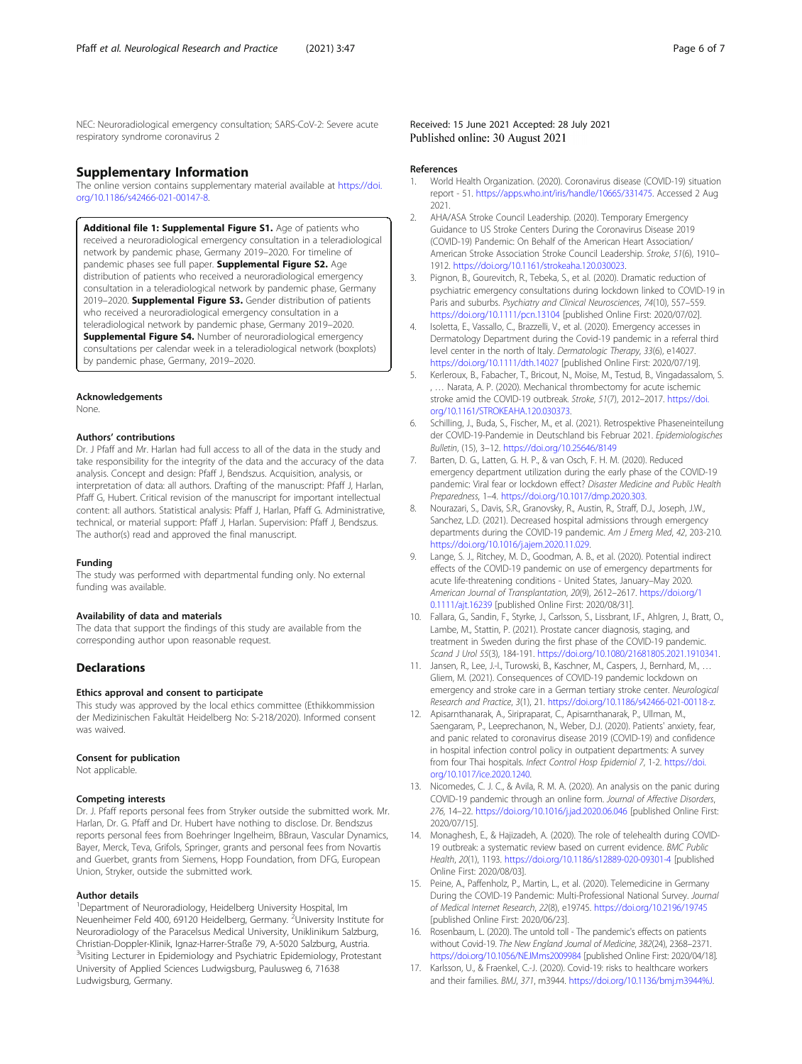NEC: Neuroradiological emergency consultation; SARS-CoV-2: Severe acute respiratory syndrome coronavirus 2

## Supplementary Information

The online version contains supplementary material available at https://doi.org/10.1186/s42466-021-00147-8.

**Additional file 1: Supplemental Figure S1.** Age of patients who received a neuroradiological emergency consultation in a teleradiological network by pandemic phase, Germany 2019–2020. For timeline of pandemic phases see full paper. **Supplemental Figure S2.** Age distribution of patients who received a neuroradiological emergency consultation in a teleradiological network by pandemic phase, Germany 2019–2020. **Supplemental Figure S3.** Gender distribution of patients who received a neuroradiological emergency consultation in a teleradiological network by pandemic phase, Germany 2019–2020. **Supplemental Figure S4.** Number of neuroradiological emergency consultations per calendar week in a teleradiological network (boxplots) by pandemic phase, Germany, 2019–2020.

### Acknowledgements

None.

### Authors' contributions

Dr. J Pfaff and Mr. Harlan had full access to all of the data in the study and take responsibility for the integrity of the data and the accuracy of the data analysis. Concept and design: Pfaff J, Bendszus. Acquisition, analysis, or interpretation of data: all authors. Drafting of the manuscript: Pfaff J, Harlan, Pfaff G, Hubert. Critical revision of the manuscript for important intellectual content: all authors. Statistical analysis: Pfaff J, Harlan, Pfaff G. Administrative, technical, or material support: Pfaff J, Harlan. Supervision: Pfaff J, Bendszus. The author(s) read and approved the final manuscript.

### Funding

The study was performed with departmental funding only. No external funding was available.

### Availability of data and materials

The data that support the findings of this study are available from the corresponding author upon reasonable request.

## Declarations

### Ethics approval and consent to participate

This study was approved by the local ethics committee (Ethikkommission der Medizinischen Fakultät Heidelberg No: S-218/2020). Informed consent was waived.

### Consent for publication

Not applicable.

### Competing interests

Dr. J. Pfaff reports personal fees from Stryker outside the submitted work. Mr. Harlan, Dr. G. Pfaff and Dr. Hubert have nothing to disclose. Dr. Bendszus reports personal fees from Boehringer Ingelheim, BBraun, Vascular Dynamics, Bayer, Merck, Teva, Grifols, Springer, grants and personal fees from Novartis and Guerbet, grants from Siemens, Hopp Foundation, from DFG, European Union, Stryker, outside the submitted work.

### Author details

[1]Department of Neuroradiology, Heidelberg University Hospital, Im Neuenheimer Feld 400, 69120 Heidelberg, Germany. [2]University Institute for Neuroradiology of the Paracelsus Medical University, Uniklinikum Salzburg, Christian-Doppler-Klinik, Ignaz-Harrer-Straße 79, A-5020 Salzburg, Austria. [3]Visiting Lecturer in Epidemiology and Psychiatric Epidemiology, Protestant University of Applied Sciences Ludwigsburg, Paulusweg 6, 71638 Ludwigsburg, Germany.

Received: 15 June 2021 Accepted: 28 July 2021
Published online: 30 August 2021

### References

1. World Health Organization. (2020). Coronavirus disease (COVID-19) situation report - 51. https://apps.who.int/iris/handle/10665/331475. Accessed 2 Aug 2021.
2. AHA/ASA Stroke Council Leadership. (2020). Temporary Emergency Guidance to US Stroke Centers During the Coronavirus Disease 2019 (COVID-19) Pandemic: On Behalf of the American Heart Association/ American Stroke Association Stroke Council Leadership. *Stroke*, *51*(6), 1910–1912. https://doi.org/10.1161/strokeaha.120.030023.
3. Pignon, B., Gourevitch, R., Tebeka, S., et al. (2020). Dramatic reduction of psychiatric emergency consultations during lockdown linked to COVID-19 in Paris and suburbs. *Psychiatry and Clinical Neurosciences*, *74*(10), 557–559. https://doi.org/10.1111/pcn.13104 [published Online First: 2020/07/02].
4. Isoletta, E., Vassallo, C., Brazzelli, V., et al. (2020). Emergency accesses in Dermatology Department during the Covid-19 pandemic in a referral third level center in the north of Italy. *Dermatologic Therapy*, *33*(6), e14027. https://doi.org/10.1111/dth.14027 [published Online First: 2020/07/19].
5. Kerleroux, B., Fabacher, T., Bricout, N., Moïse, M., Testud, B., Vingadassalom, S. , … Narata, A. P. (2020). Mechanical thrombectomy for acute ischemic stroke amid the COVID-19 outbreak. *Stroke*, *51*(7), 2012–2017. https://doi.org/10.1161/STROKEAHA.120.030373.
6. Schilling, J., Buda, S., Fischer, M., et al. (2021). Retrospektive Phaseneinteilung der COVID-19-Pandemie in Deutschland bis Februar 2021. *Epidemiologisches Bulletin*, (15), 3–12. https://doi.org/10.25646/8149
7. Barten, D. G., Latten, G. H. P., & van Osch, F. H. M. (2020). Reduced emergency department utilization during the early phase of the COVID-19 pandemic: Viral fear or lockdown effect? *Disaster Medicine and Public Health Preparedness*, 1–4. https://doi.org/10.1017/dmp.2020.303.
8. Nourazari, S., Davis, S.R., Granovsky, R., Austin, R., Straff, D.J., Joseph, J.W., Sanchez, L.D. (2021). Decreased hospital admissions through emergency departments during the COVID-19 pandemic. *Am J Emerg Med*, *42*, 203-210. https://doi.org/10.1016/j.ajem.2020.11.029.
9. Lange, S. J., Ritchey, M. D., Goodman, A. B., et al. (2020). Potential indirect effects of the COVID-19 pandemic on use of emergency departments for acute life-threatening conditions - United States, January–May 2020. *American Journal of Transplantation*, *20*(9), 2612–2617. https://doi.org/10.1111/ajt.16239 [published Online First: 2020/08/31].
10. Fallara, G., Sandin, F., Styrke, J., Carlsson, S., Lissbrant, I.F., Ahlgren, J., Bratt, O., Lambe, M., Stattin, P. (2021). Prostate cancer diagnosis, staging, and treatment in Sweden during the first phase of the COVID-19 pandemic. *Scand J Urol* *55*(3), 184-191. https://doi.org/10.1080/21681805.2021.1910341.
11. Jansen, R., Lee, J.-I., Turowski, B., Kaschner, M., Caspers, J., Bernhard, M., … Gliem, M. (2021). Consequences of COVID-19 pandemic lockdown on emergency and stroke care in a German tertiary stroke center. *Neurological Research and Practice*, *3*(1), 21. https://doi.org/10.1186/s42466-021-00118-z.
12. Apisarnthanarak, A., Siripraparat, C., Apisarnthanarak, P., Ullman, M., Saengaram, P., Leeprechanon, N., Weber, D.J. (2020). Patients' anxiety, fear, and panic related to coronavirus disease 2019 (COVID-19) and confidence in hospital infection control policy in outpatient departments: A survey from four Thai hospitals. *Infect Control Hosp Epidemiol* *7*, 1-2. https://doi.org/10.1017/ice.2020.1240.
13. Nicomedes, C. J. C., & Avila, R. M. A. (2020). An analysis on the panic during COVID-19 pandemic through an online form. *Journal of Affective Disorders*, *276*, 14–22. https://doi.org/10.1016/j.jad.2020.06.046 [published Online First: 2020/07/15].
14. Monaghesh, E., & Hajizadeh, A. (2020). The role of telehealth during COVID-19 outbreak: a systematic review based on current evidence. *BMC Public Health*, *20*(1), 1193. https://doi.org/10.1186/s12889-020-09301-4 [published Online First: 2020/08/03].
15. Peine, A., Paffenholz, P., Martin, L., et al. (2020). Telemedicine in Germany During the COVID-19 Pandemic: Multi-Professional National Survey. *Journal of Medical Internet Research*, *22*(8), e19745. https://doi.org/10.2196/19745 [published Online First: 2020/06/23].
16. Rosenbaum, L. (2020). The untold toll - The pandemic's effects on patients without Covid-19. *The New England Journal of Medicine*, *382*(24), 2368–2371. https://doi.org/10.1056/NEJMms2009984 [published Online First: 2020/04/18].
17. Karlsson, U., & Fraenkel, C.-J. (2020). Covid-19: risks to healthcare workers and their families. *BMJ*, *371*, m3944. https://doi.org/10.1136/bmj.m3944%J.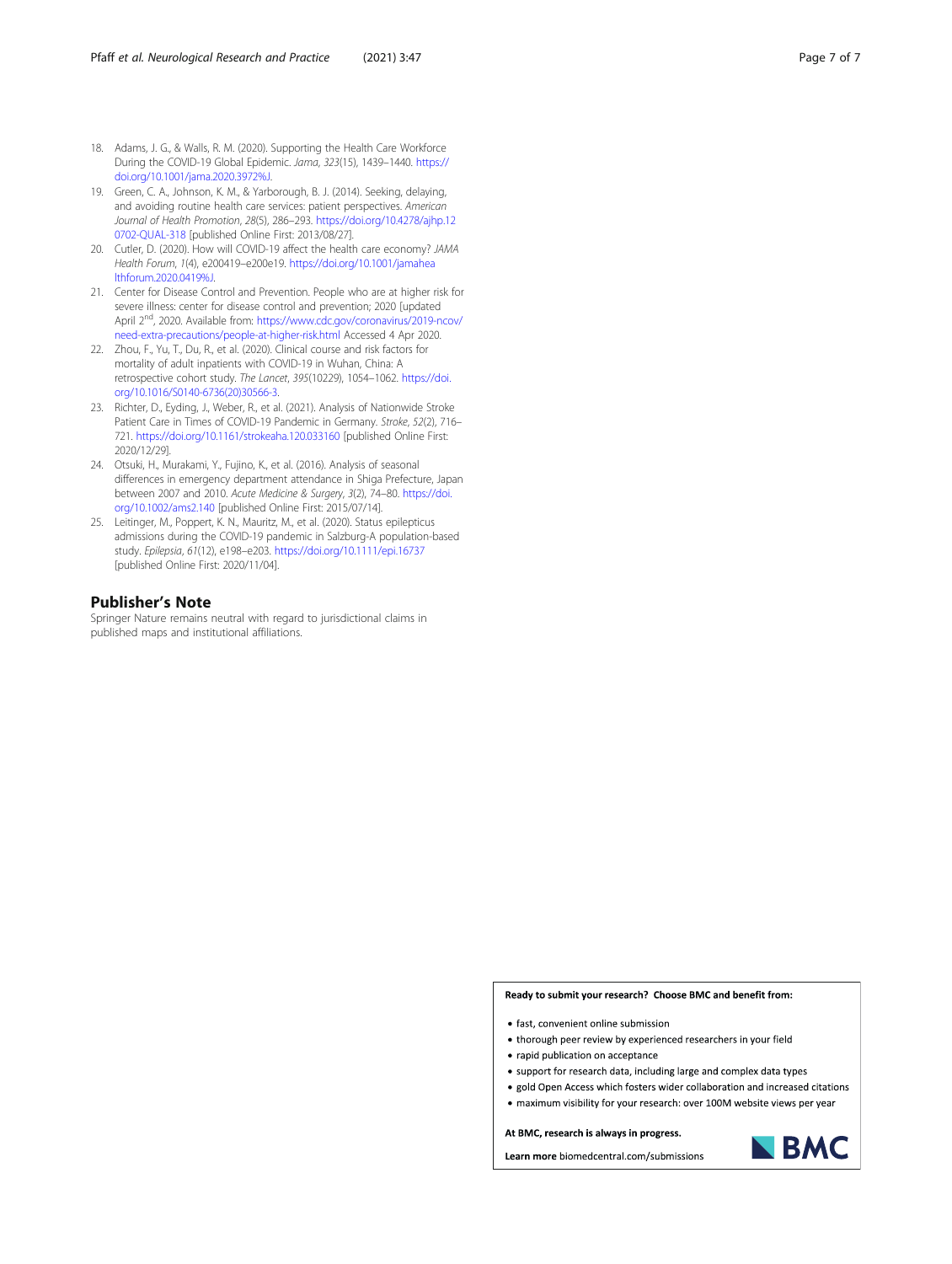18. Adams, J. G., & Walls, R. M. (2020). Supporting the Health Care Workforce During the COVID-19 Global Epidemic. *Jama*, *323*(15), 1439–1440. https://doi.org/10.1001/jama.2020.3972%J.
19. Green, C. A., Johnson, K. M., & Yarborough, B. J. (2014). Seeking, delaying, and avoiding routine health care services: patient perspectives. *American Journal of Health Promotion*, *28*(5), 286–293. https://doi.org/10.4278/ajhp.120702-QUAL-318 [published Online First: 2013/08/27].
20. Cutler, D. (2020). How will COVID-19 affect the health care economy? *JAMA Health Forum*, *1*(4), e200419–e200e19. https://doi.org/10.1001/jamahealthforum.2020.0419%J.
21. Center for Disease Control and Prevention. People who are at higher risk for severe illness: center for disease control and prevention; 2020 [updated April 2nd, 2020. Available from: https://www.cdc.gov/coronavirus/2019-ncov/need-extra-precautions/people-at-higher-risk.html Accessed 4 Apr 2020.
22. Zhou, F., Yu, T., Du, R., et al. (2020). Clinical course and risk factors for mortality of adult inpatients with COVID-19 in Wuhan, China: A retrospective cohort study. *The Lancet*, *395*(10229), 1054–1062. https://doi.org/10.1016/S0140-6736(20)30566-3.
23. Richter, D., Eyding, J., Weber, R., et al. (2021). Analysis of Nationwide Stroke Patient Care in Times of COVID-19 Pandemic in Germany. *Stroke*, *52*(2), 716–721. https://doi.org/10.1161/strokeaha.120.033160 [published Online First: 2020/12/29].
24. Otsuki, H., Murakami, Y., Fujino, K., et al. (2016). Analysis of seasonal differences in emergency department attendance in Shiga Prefecture, Japan between 2007 and 2010. *Acute Medicine & Surgery*, *3*(2), 74–80. https://doi.org/10.1002/ams2.140 [published Online First: 2015/07/14].
25. Leitinger, M., Poppert, K. N., Mauritz, M., et al. (2020). Status epilepticus admissions during the COVID-19 pandemic in Salzburg-A population-based study. *Epilepsia*, *61*(12), e198–e203. https://doi.org/10.1111/epi.16737 [published Online First: 2020/11/04].

## Publisher's Note

Springer Nature remains neutral with regard to jurisdictional claims in published maps and institutional affiliations.

**Ready to submit your research? Choose BMC and benefit from:**

- fast, convenient online submission
- thorough peer review by experienced researchers in your field
- rapid publication on acceptance
- support for research data, including large and complex data types
- gold Open Access which fosters wider collaboration and increased citations
- maximum visibility for your research: over 100M website views per year

**At BMC, research is always in progress.**

**Learn more** biomedcentral.com/submissions

BMC